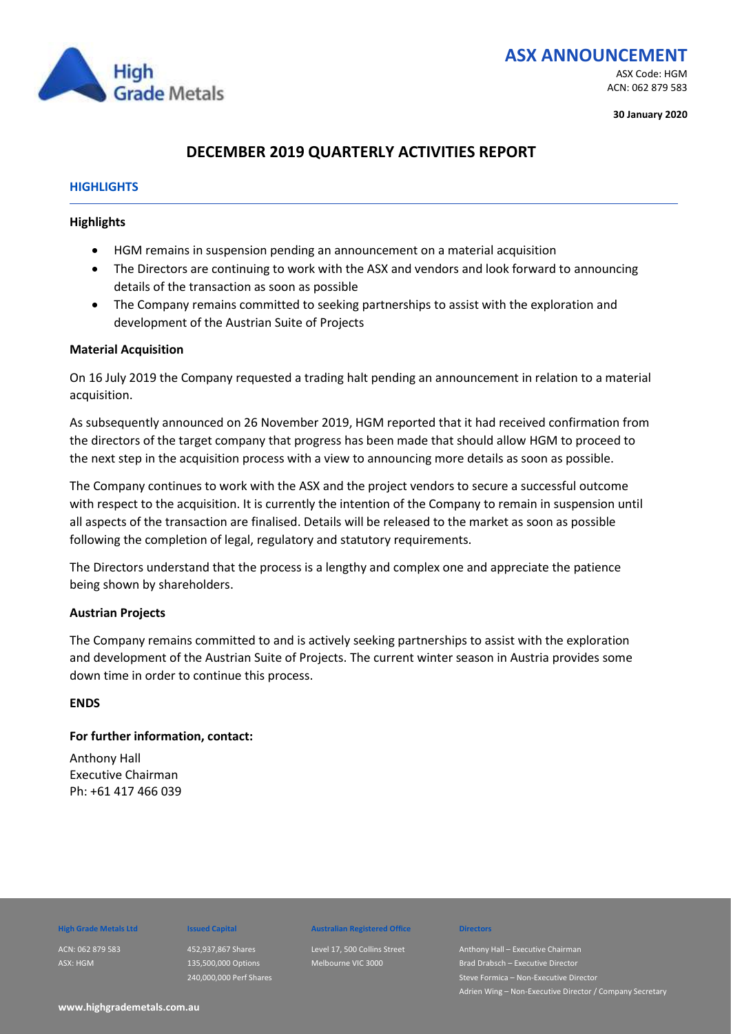# ASX ANNOUNCEMENT

ASX Code: HGM
ACN: 062 879 583

**30 January 2020**

## DECEMBER 2019 QUARTERLY ACTIVITIES REPORT

### HIGHLIGHTS

**Highlights**

- HGM remains in suspension pending an announcement on a material acquisition
- The Directors are continuing to work with the ASX and vendors and look forward to announcing details of the transaction as soon as possible
- The Company remains committed to seeking partnerships to assist with the exploration and development of the Austrian Suite of Projects

**Material Acquisition**

On 16 July 2019 the Company requested a trading halt pending an announcement in relation to a material acquisition.

As subsequently announced on 26 November 2019, HGM reported that it had received confirmation from the directors of the target company that progress has been made that should allow HGM to proceed to the next step in the acquisition process with a view to announcing more details as soon as possible.

The Company continues to work with the ASX and the project vendors to secure a successful outcome with respect to the acquisition. It is currently the intention of the Company to remain in suspension until all aspects of the transaction are finalised. Details will be released to the market as soon as possible following the completion of legal, regulatory and statutory requirements.

The Directors understand that the process is a lengthy and complex one and appreciate the patience being shown by shareholders.

**Austrian Projects**

The Company remains committed to and is actively seeking partnerships to assist with the exploration and development of the Austrian Suite of Projects. The current winter season in Austria provides some down time in order to continue this process.

**ENDS**

**For further information, contact:**

Anthony Hall
Executive Chairman
Ph: +61 417 466 039

| High Grade Metals Ltd | Issued Capital | Australian Registered Office | Directors |
|---|---|---|---|
| ACN: 062 879 583 | 452,937,867 Shares | Level 17, 500 Collins Street | Anthony Hall – Executive Chairman |
| ASX: HGM | 135,500,000 Options | Melbourne VIC 3000 | Brad Drabsch – Executive Director |
| | 240,000,000 Perf Shares | | Steve Formica – Non-Executive Director |
| | | | Adrien Wing – Non-Executive Director / Company Secretary |

www.highgrademetals.com.au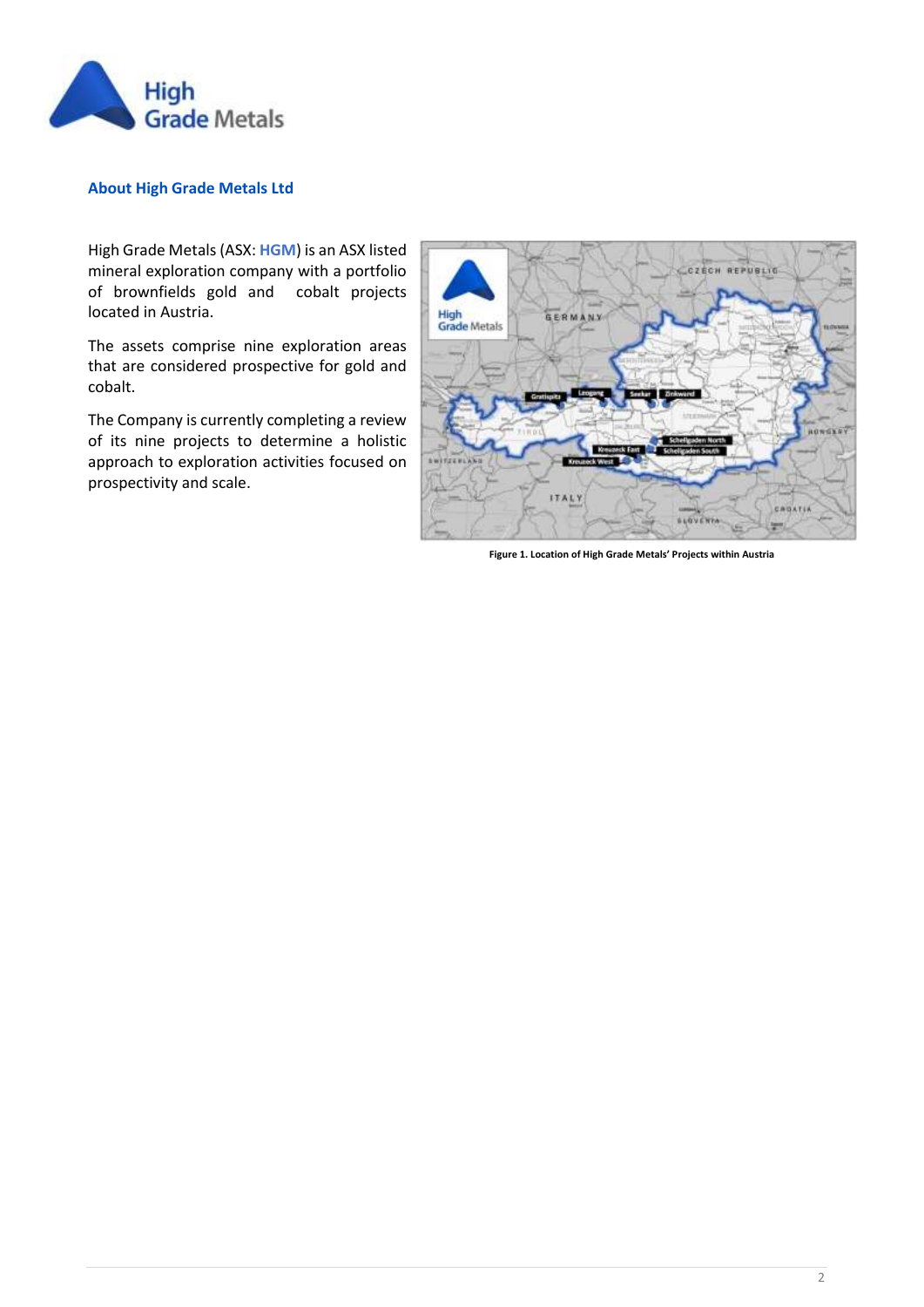## About High Grade Metals Ltd

High Grade Metals (ASX: **HGM**) is an ASX listed mineral exploration company with a portfolio of brownfields gold and cobalt projects located in Austria.

The assets comprise nine exploration areas that are considered prospective for gold and cobalt.

The Company is currently completing a review of its nine projects to determine a holistic approach to exploration activities focused on prospectivity and scale.

**Figure 1. Location of High Grade Metals' Projects within Austria**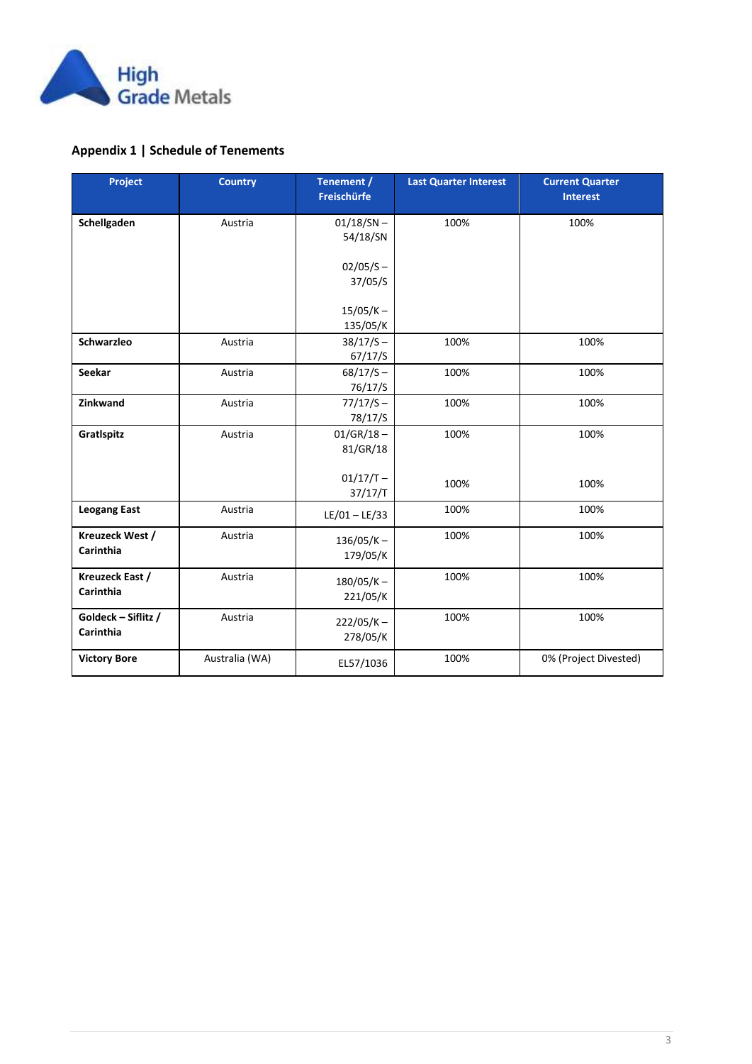## Appendix 1 | Schedule of Tenements

| Project | Country | Tenement / Freischürfe | Last Quarter Interest | Current Quarter Interest |
|---|---|---|---|---|
| **Schellgaden** | Austria | 01/18/SN – 54/18/SN<br><br>02/05/S – 37/05/S<br><br>15/05/K – 135/05/K | 100% | 100% |
| **Schwarzleo** | Austria | 38/17/S – 67/17/S | 100% | 100% |
| **Seekar** | Austria | 68/17/S – 76/17/S | 100% | 100% |
| **Zinkwand** | Austria | 77/17/S – 78/17/S | 100% | 100% |
| **Gratlspitz** | Austria | 01/GR/18 – 81/GR/18<br><br>01/17/T – 37/17/T | 100%<br><br>100% | 100%<br><br>100% |
| **Leogang East** | Austria | LE/01 – LE/33 | 100% | 100% |
| **Kreuzeck West / Carinthia** | Austria | 136/05/K – 179/05/K | 100% | 100% |
| **Kreuzeck East / Carinthia** | Austria | 180/05/K – 221/05/K | 100% | 100% |
| **Goldeck – Siflitz / Carinthia** | Austria | 222/05/K – 278/05/K | 100% | 100% |
| **Victory Bore** | Australia (WA) | EL57/1036 | 100% | 0% (Project Divested) |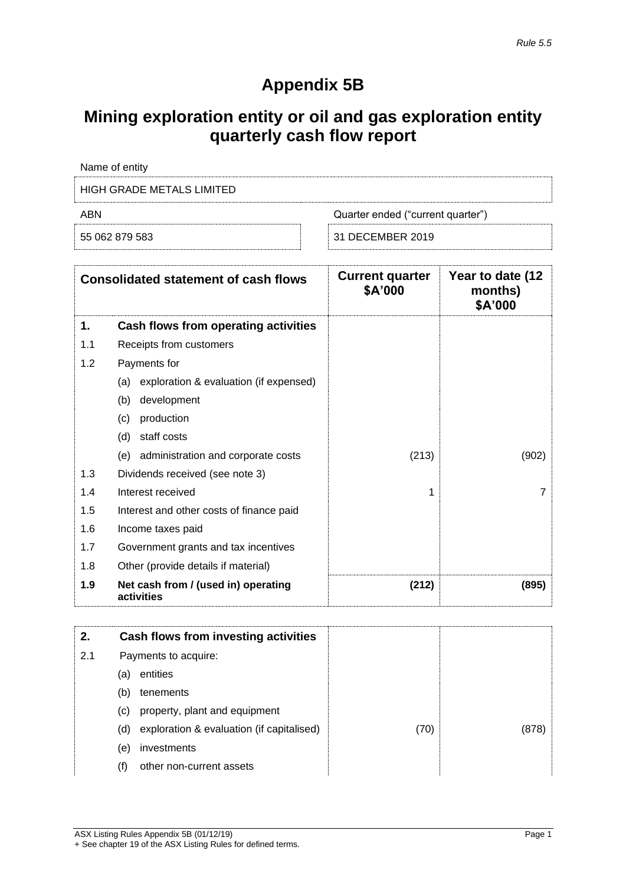Rule 5.5

# Appendix 5B

# Mining exploration entity or oil and gas exploration entity quarterly cash flow report

Name of entity

HIGH GRADE METALS LIMITED

| ABN | Quarter ended ("current quarter") |
|---|---|
| 55 062 879 583 | 31 DECEMBER 2019 |

| | Consolidated statement of cash flows | Current quarter $A'000 | Year to date (12 months) $A'000 |
|---|---|---|---|
| **1.** | **Cash flows from operating activities** | | |
| 1.1 | Receipts from customers | | |
| 1.2 | Payments for | | |
| | (a) exploration & evaluation (if expensed) | | |
| | (b) development | | |
| | (c) production | | |
| | (d) staff costs | | |
| | (e) administration and corporate costs | (213) | (902) |
| 1.3 | Dividends received (see note 3) | | |
| 1.4 | Interest received | 1 | 7 |
| 1.5 | Interest and other costs of finance paid | | |
| 1.6 | Income taxes paid | | |
| 1.7 | Government grants and tax incentives | | |
| 1.8 | Other (provide details if material) | | |
| **1.9** | **Net cash from / (used in) operating activities** | **(212)** | **(895)** |

| | | | |
|---|---|---|---|
| **2.** | **Cash flows from investing activities** | | |
| 2.1 | Payments to acquire: | | |
| | (a) entities | | |
| | (b) tenements | | |
| | (c) property, plant and equipment | | |
| | (d) exploration & evaluation (if capitalised) | (70) | (878) |
| | (e) investments | | |
| | (f) other non-current assets | | |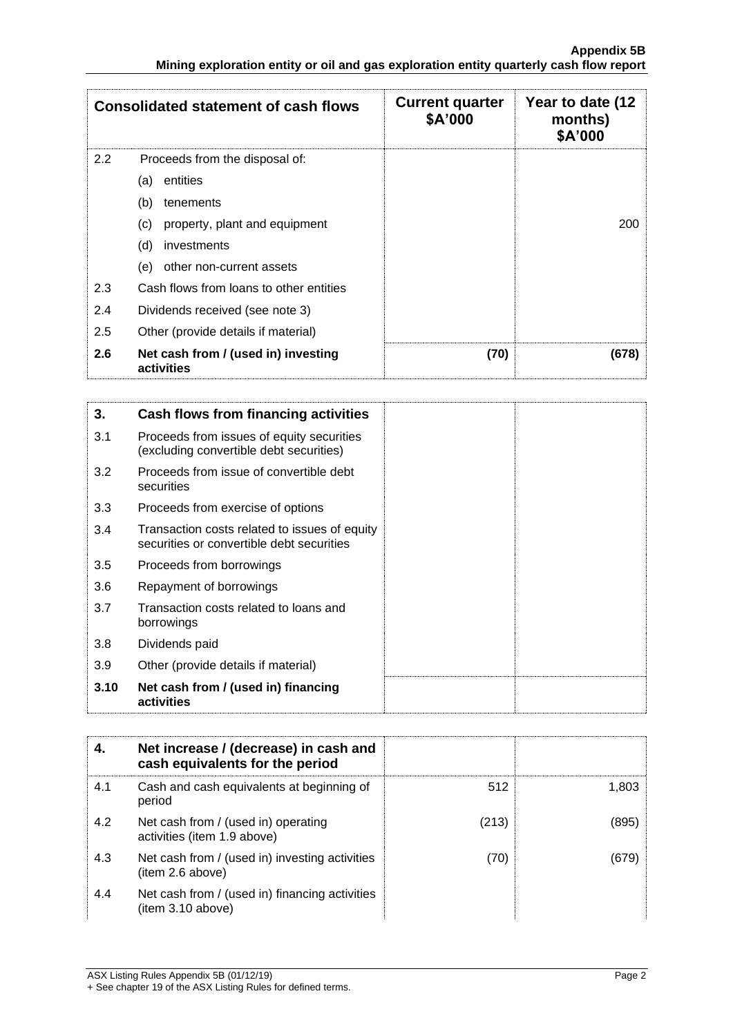| Consolidated statement of cash flows | | Current quarter $A'000 | Year to date (12 months) $A'000 |
|---|---|---|---|
| 2.2 | Proceeds from the disposal of: | | |
| | (a) entities | | |
| | (b) tenements | | |
| | (c) property, plant and equipment | | 200 |
| | (d) investments | | |
| | (e) other non-current assets | | |
| 2.3 | Cash flows from loans to other entities | | |
| 2.4 | Dividends received (see note 3) | | |
| 2.5 | Other (provide details if material) | | |
| **2.6** | **Net cash from / (used in) investing activities** | **(70)** | **(678)** |

| **3.** | **Cash flows from financing activities** | | |
|---|---|---|---|
| 3.1 | Proceeds from issues of equity securities (excluding convertible debt securities) | | |
| 3.2 | Proceeds from issue of convertible debt securities | | |
| 3.3 | Proceeds from exercise of options | | |
| 3.4 | Transaction costs related to issues of equity securities or convertible debt securities | | |
| 3.5 | Proceeds from borrowings | | |
| 3.6 | Repayment of borrowings | | |
| 3.7 | Transaction costs related to loans and borrowings | | |
| 3.8 | Dividends paid | | |
| 3.9 | Other (provide details if material) | | |
| **3.10** | **Net cash from / (used in) financing activities** | | |

| **4.** | **Net increase / (decrease) in cash and cash equivalents for the period** | | |
|---|---|---|---|
| 4.1 | Cash and cash equivalents at beginning of period | 512 | 1,803 |
| 4.2 | Net cash from / (used in) operating activities (item 1.9 above) | (213) | (895) |
| 4.3 | Net cash from / (used in) investing activities (item 2.6 above) | (70) | (679) |
| 4.4 | Net cash from / (used in) financing activities (item 3.10 above) | | |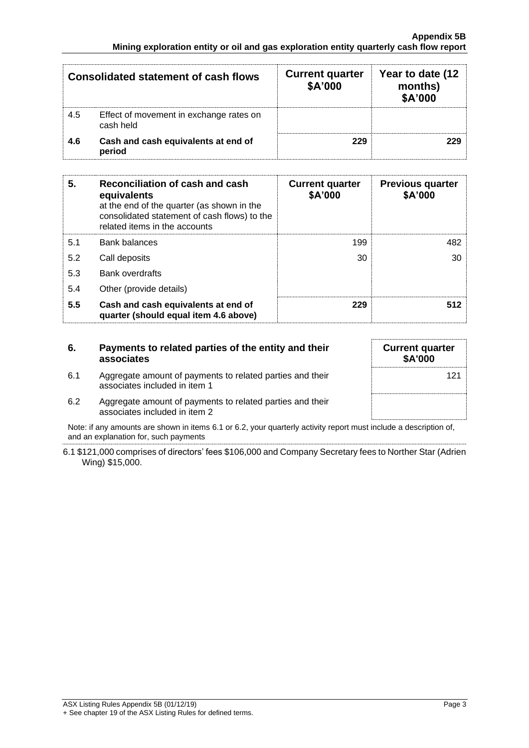| Consolidated statement of cash flows | | Current quarter $A'000 | Year to date (12 months) $A'000 |
|---|---|---|---|
| 4.5 | Effect of movement in exchange rates on cash held | | |
| **4.6** | **Cash and cash equivalents at end of period** | **229** | **229** |

| 5. | Reconciliation of cash and cash equivalents at the end of the quarter (as shown in the consolidated statement of cash flows) to the related items in the accounts | Current quarter $A'000 | Previous quarter $A'000 |
|---|---|---|---|
| 5.1 | Bank balances | 199 | 482 |
| 5.2 | Call deposits | 30 | 30 |
| 5.3 | Bank overdrafts | | |
| 5.4 | Other (provide details) | | |
| **5.5** | **Cash and cash equivalents at end of quarter (should equal item 4.6 above)** | **229** | **512** |

| 6. | Payments to related parties of the entity and their associates | Current quarter $A'000 |
|---|---|---|
| 6.1 | Aggregate amount of payments to related parties and their associates included in item 1 | 121 |
| 6.2 | Aggregate amount of payments to related parties and their associates included in item 2 | |

Note: if any amounts are shown in items 6.1 or 6.2, your quarterly activity report must include a description of, and an explanation for, such payments

6.1 $121,000 comprises of directors' fees $106,000 and Company Secretary fees to Norther Star (Adrien Wing) $15,000.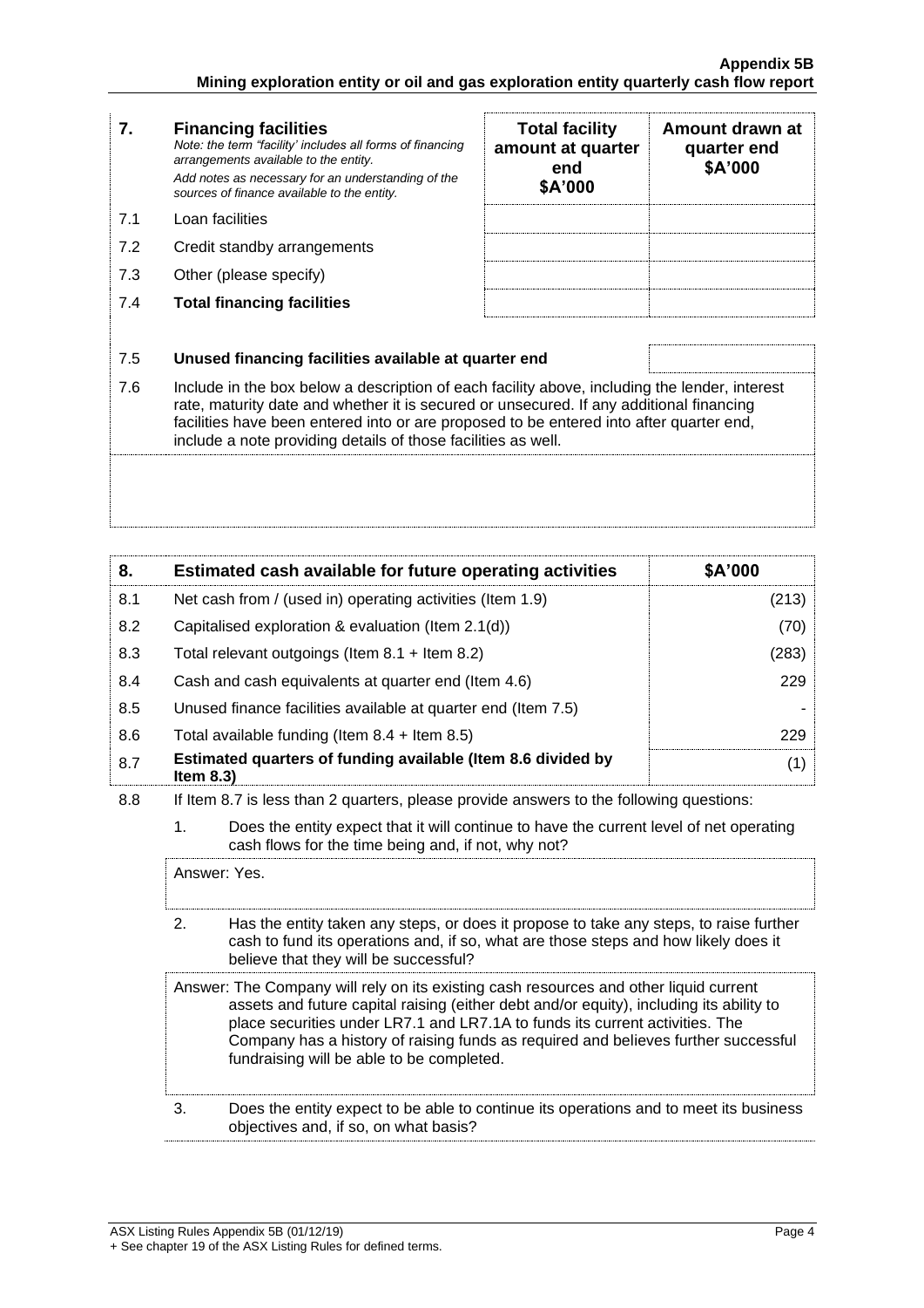| 7. | **Financing facilities**<br>*Note: the term "facility' includes all forms of financing arrangements available to the entity.*<br>*Add notes as necessary for an understanding of the sources of finance available to the entity.* | **Total facility amount at quarter end \$A'000** | **Amount drawn at quarter end \$A'000** |
|---|---|---|---|
| 7.1 | Loan facilities | | |
| 7.2 | Credit standby arrangements | | |
| 7.3 | Other (please specify) | | |
| 7.4 | **Total financing facilities** | | |

| | | |
|---|---|---|
| 7.5 | **Unused financing facilities available at quarter end** | |

7.6 Include in the box below a description of each facility above, including the lender, interest rate, maturity date and whether it is secured or unsecured. If any additional financing facilities have been entered into or are proposed to be entered into after quarter end, include a note providing details of those facilities as well.

| 8. | **Estimated cash available for future operating activities** | **\$A'000** |
|---|---|---|
| 8.1 | Net cash from / (used in) operating activities (Item 1.9) | (213) |
| 8.2 | Capitalised exploration & evaluation (Item 2.1(d)) | (70) |
| 8.3 | Total relevant outgoings (Item 8.1 + Item 8.2) | (283) |
| 8.4 | Cash and cash equivalents at quarter end (Item 4.6) | 229 |
| 8.5 | Unused finance facilities available at quarter end (Item 7.5) | - |
| 8.6 | Total available funding (Item 8.4 + Item 8.5) | 229 |
| 8.7 | **Estimated quarters of funding available (Item 8.6 divided by Item 8.3)** | (1) |

8.8 If Item 8.7 is less than 2 quarters, please provide answers to the following questions:

1. Does the entity expect that it will continue to have the current level of net operating cash flows for the time being and, if not, why not?

Answer: Yes.

2. Has the entity taken any steps, or does it propose to take any steps, to raise further cash to fund its operations and, if so, what are those steps and how likely does it believe that they will be successful?

Answer: The Company will rely on its existing cash resources and other liquid current assets and future capital raising (either debt and/or equity), including its ability to place securities under LR7.1 and LR7.1A to funds its current activities. The Company has a history of raising funds as required and believes further successful fundraising will be able to be completed.

3. Does the entity expect to be able to continue its operations and to meet its business objectives and, if so, on what basis?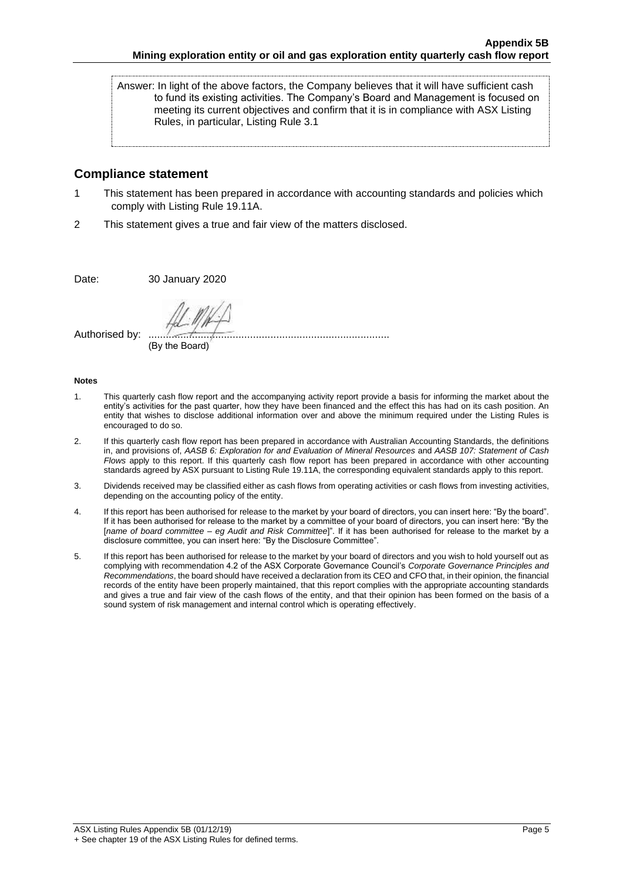Answer: In light of the above factors, the Company believes that it will have sufficient cash to fund its existing activities. The Company's Board and Management is focused on meeting its current objectives and confirm that it is in compliance with ASX Listing Rules, in particular, Listing Rule 3.1

## Compliance statement

1 This statement has been prepared in accordance with accounting standards and policies which comply with Listing Rule 19.11A.

2 This statement gives a true and fair view of the matters disclosed.

Date: 30 January 2020

Authorised by: ..................................................................................
(By the Board)

**Notes**

1. This quarterly cash flow report and the accompanying activity report provide a basis for informing the market about the entity's activities for the past quarter, how they have been financed and the effect this has had on its cash position. An entity that wishes to disclose additional information over and above the minimum required under the Listing Rules is encouraged to do so.
2. If this quarterly cash flow report has been prepared in accordance with Australian Accounting Standards, the definitions in, and provisions of, *AASB 6: Exploration for and Evaluation of Mineral Resources* and *AASB 107: Statement of Cash Flows* apply to this report. If this quarterly cash flow report has been prepared in accordance with other accounting standards agreed by ASX pursuant to Listing Rule 19.11A, the corresponding equivalent standards apply to this report.
3. Dividends received may be classified either as cash flows from operating activities or cash flows from investing activities, depending on the accounting policy of the entity.
4. If this report has been authorised for release to the market by your board of directors, you can insert here: "By the board". If it has been authorised for release to the market by a committee of your board of directors, you can insert here: "By the [*name of board committee – eg Audit and Risk Committee*]". If it has been authorised for release to the market by a disclosure committee, you can insert here: "By the Disclosure Committee".
5. If this report has been authorised for release to the market by your board of directors and you wish to hold yourself out as complying with recommendation 4.2 of the ASX Corporate Governance Council's *Corporate Governance Principles and Recommendations*, the board should have received a declaration from its CEO and CFO that, in their opinion, the financial records of the entity have been properly maintained, that this report complies with the appropriate accounting standards and gives a true and fair view of the cash flows of the entity, and that their opinion has been formed on the basis of a sound system of risk management and internal control which is operating effectively.